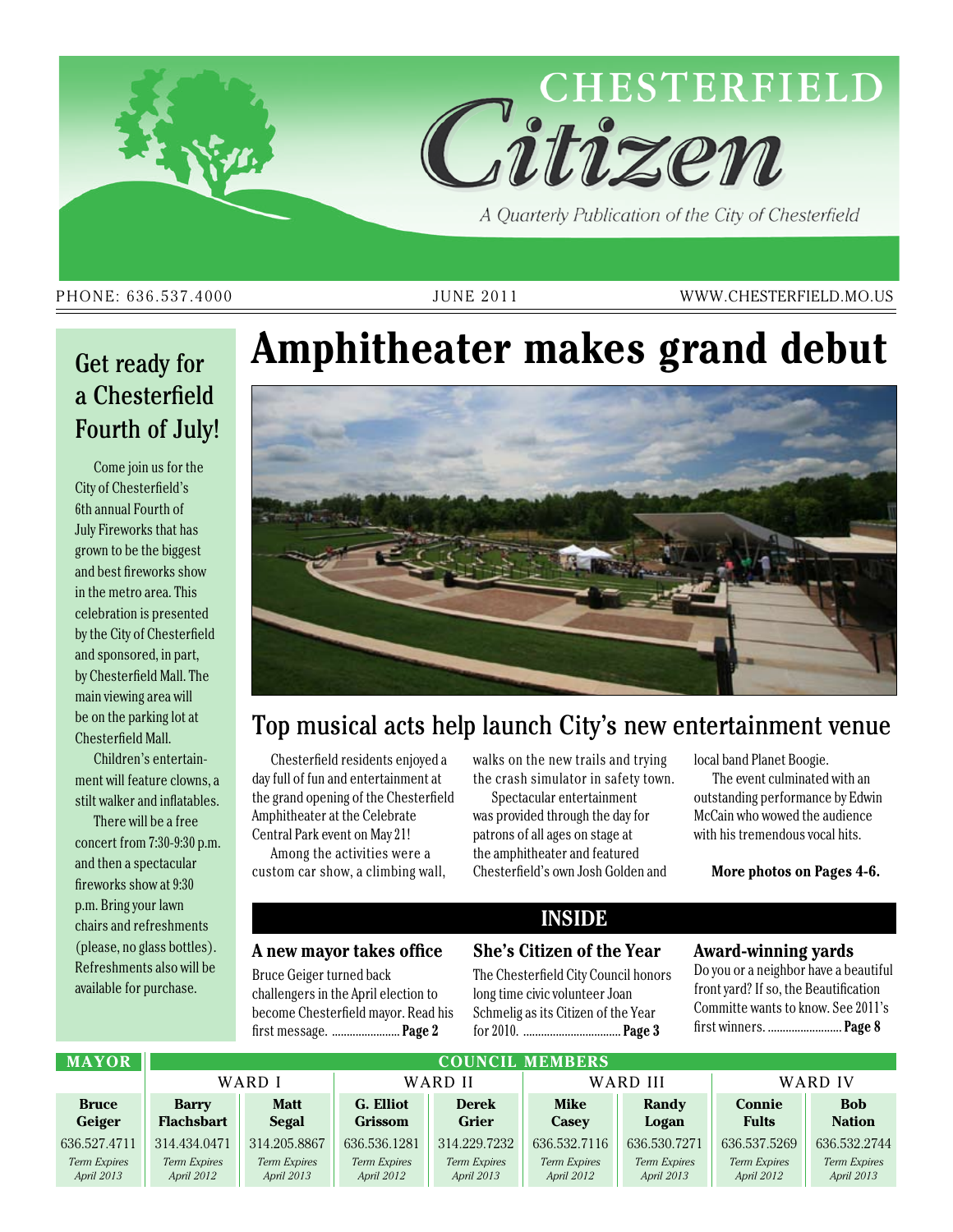# CHESTERFIELD Citizen

*A Quarterly Publication of the City of Chesterfield*

PHONE: 636.537.4000 | JUNE 2011 | WWW.CHESTERFIELD.MO.US

## Get ready for a Chesterfield Fourth of July!

Come join us for the City of Chesterfield's 6th annual Fourth of July Fireworks that has grown to be the biggest and best fireworks show in the metro area. This celebration is presented by the City of Chesterfield and sponsored, in part, by Chesterfield Mall. The main viewing area will be on the parking lot at Chesterfield Mall.

Children's entertainment will feature clowns, a stilt walker and inflatables.

There will be a free concert from 7:30-9:30 p.m. and then a spectacular fireworks show at 9:30 p.m. Bring your lawn chairs and refreshments (please, no glass bottles). Refreshments also will be available for purchase.

# Amphitheater makes grand debut

## Top musical acts help launch City's new entertainment venue

Chesterfield residents enjoyed a day full of fun and entertainment at the grand opening of the Chesterfield Amphitheater at the Celebrate Central Park event on May 21!

Among the activities were a custom car show, a climbing wall, walks on the new trails and trying the crash simulator in safety town.

Spectacular entertainment was provided through the day for patrons of all ages on stage at the amphitheater and featured Chesterfield's own Josh Golden and local band Planet Boogie.

The event culminated with an outstanding performance by Edwin McCain who wowed the audience with his tremendous vocal hits.

**More photos on Pages 4-6.**

## INSIDE

### A new mayor takes office

Bruce Geiger turned back challengers in the April election to become Chesterfield mayor. Read his first message. ........................ **Page 2**

### She's Citizen of the Year

The Chesterfield City Council honors long time civic volunteer Joan Schmelig as its Citizen of the Year for 2010. ................................ **Page 3**

### Award-winning yards

Do you or a neighbor have a beautiful front yard? If so, the Beautification Committe wants to know. See 2011's first winners. .......................... **Page 8**

| MAYOR | COUNCIL MEMBERS | | | | | | | |
|---|---|---|---|---|---|---|---|---|
| | WARD I | | WARD II | | WARD III | | WARD IV | |
| **Bruce Geiger** | **Barry Flachsbart** | **Matt Segal** | **G. Elliot Grissom** | **Derek Grier** | **Mike Casey** | **Randy Logan** | **Connie Fults** | **Bob Nation** |
| 636.527.4711 | 314.434.0471 | 314.205.8867 | 636.536.1281 | 314.229.7232 | 636.532.7116 | 636.530.7271 | 636.537.5269 | 636.532.2744 |
| *Term Expires April 2013* | *Term Expires April 2012* | *Term Expires April 2013* | *Term Expires April 2012* | *Term Expires April 2013* | *Term Expires April 2012* | *Term Expires April 2013* | *Term Expires April 2012* | *Term Expires April 2013* |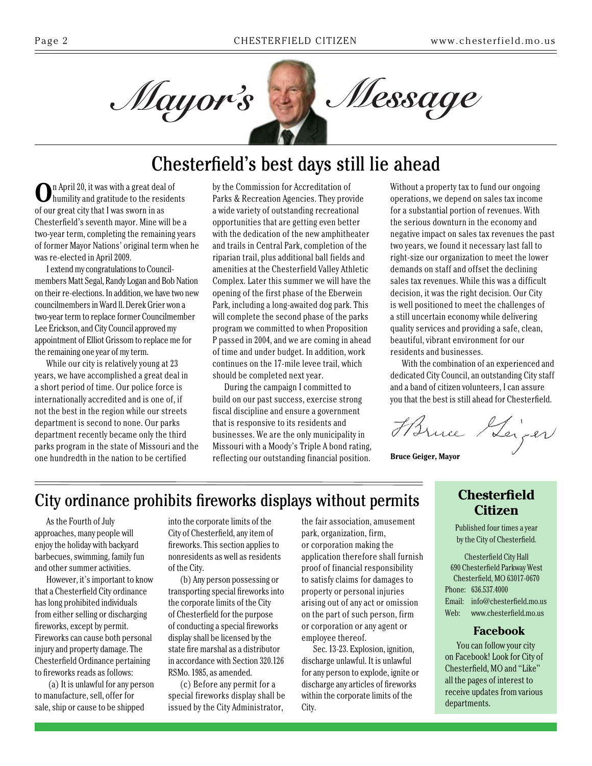# Mayor's Message

## Chesterfield's best days still lie ahead

On April 20, it was with a great deal of humility and gratitude to the residents of our great city that I was sworn in as Chesterfield's seventh mayor. Mine will be a two-year term, completing the remaining years of former Mayor Nations' original term when he was re-elected in April 2009.

I extend my congratulations to Councilmembers Matt Segal, Randy Logan and Bob Nation on their re-elections. In addition, we have two new councilmembers in Ward ll. Derek Grier won a two-year term to replace former Councilmember Lee Erickson, and City Council approved my appointment of Elliot Grissom to replace me for the remaining one year of my term.

While our city is relatively young at 23 years, we have accomplished a great deal in a short period of time. Our police force is internationally accredited and is one of, if not the best in the region while our streets department is second to none. Our parks department recently became only the third parks program in the state of Missouri and the one hundredth in the nation to be certified by the Commission for Accreditation of Parks & Recreation Agencies. They provide a wide variety of outstanding recreational opportunities that are getting even better with the dedication of the new amphitheater and trails in Central Park, completion of the riparian trail, plus additional ball fields and amenities at the Chesterfield Valley Athletic Complex. Later this summer we will have the opening of the first phase of the Eberwein Park, including a long-awaited dog park. This will complete the second phase of the parks program we committed to when Proposition P passed in 2004, and we are coming in ahead of time and under budget. In addition, work continues on the 17-mile levee trail, which should be completed next year.

During the campaign I committed to build on our past success, exercise strong fiscal discipline and ensure a government that is responsive to its residents and businesses. We are the only municipality in Missouri with a Moody's Triple A bond rating, reflecting our outstanding financial position. Without a property tax to fund our ongoing operations, we depend on sales tax income for a substantial portion of revenues. With the serious downturn in the economy and negative impact on sales tax revenues the past two years, we found it necessary last fall to right-size our organization to meet the lower demands on staff and offset the declining sales tax revenues. While this was a difficult decision, it was the right decision. Our City is well positioned to meet the challenges of a still uncertain economy while delivering quality services and providing a safe, clean, beautiful, vibrant environment for our residents and businesses.

With the combination of an experienced and dedicated City Council, an outstanding City staff and a band of citizen volunteers, I can assure you that the best is still ahead for Chesterfield.

*Bruce Geiger*

**Bruce Geiger, Mayor**

## City ordinance prohibits fireworks displays without permits

As the Fourth of July approaches, many people will enjoy the holiday with backyard barbecues, swimming, family fun and other summer activities.

However, it's important to know that a Chesterfield City ordinance has long prohibited individuals from either selling or discharging fireworks, except by permit. Fireworks can cause both personal injury and property damage. The Chesterfield Ordinance pertaining to fireworks reads as follows:

(a) It is unlawful for any person to manufacture, sell, offer for sale, ship or cause to be shipped into the corporate limits of the City of Chesterfield, any item of fireworks. This section applies to nonresidents as well as residents of the City.

(b) Any person possessing or transporting special fireworks into the corporate limits of the City of Chesterfield for the purpose of conducting a special fireworks display shall be licensed by the state fire marshal as a distributor in accordance with Section 320.126 RSMo. 1985, as amended.

(c) Before any permit for a special fireworks display shall be issued by the City Administrator, the fair association, amusement park, organization, firm, or corporation making the application therefore shall furnish proof of financial responsibility to satisfy claims for damages to property or personal injuries arising out of any act or omission on the part of such person, firm or corporation or any agent or employee thereof.

Sec. 13-23. Explosion, ignition, discharge unlawful. It is unlawful for any person to explode, ignite or discharge any articles of fireworks within the corporate limits of the City.

### Chesterfield Citizen

Published four times a year by the City of Chesterfield.

Chesterfield City Hall
690 Chesterfield Parkway West
Chesterfield, MO 63017-0670
Phone: 636.537.4000
Email: info@chesterfield.mo.us
Web: www.chesterfield.mo.us

### Facebook

You can follow your city on Facebook! Look for City of Chesterfield, MO and "Like" all the pages of interest to receive updates from various departments.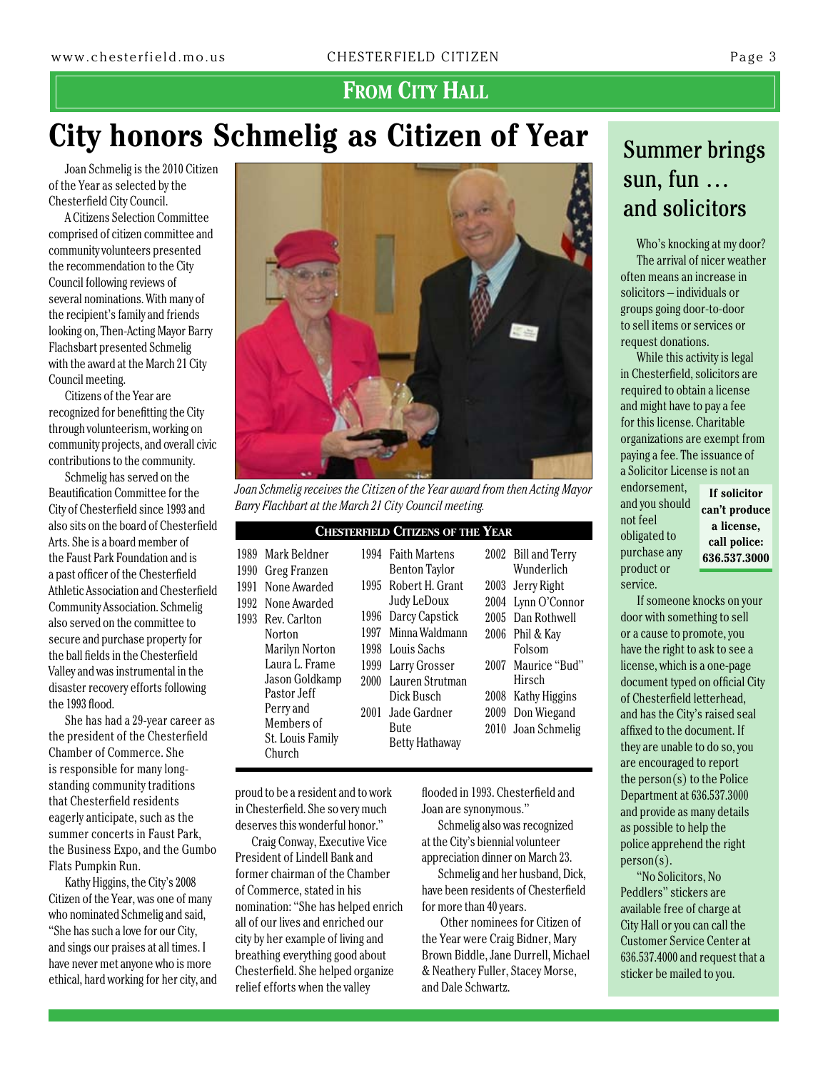## From City Hall

# City honors Schmelig as Citizen of Year

Joan Schmelig is the 2010 Citizen of the Year as selected by the Chesterfield City Council.

A Citizens Selection Committee comprised of citizen committee and community volunteers presented the recommendation to the City Council following reviews of several nominations. With many of the recipient's family and friends looking on, Then-Acting Mayor Barry Flachsbart presented Schmelig with the award at the March 21 City Council meeting.

Citizens of the Year are recognized for benefitting the City through volunteerism, working on community projects, and overall civic contributions to the community.

Schmelig has served on the Beautification Committee for the City of Chesterfield since 1993 and also sits on the board of Chesterfield Arts. She is a board member of the Faust Park Foundation and is a past officer of the Chesterfield Athletic Association and Chesterfield Community Association. Schmelig also served on the committee to secure and purchase property for the ball fields in the Chesterfield Valley and was instrumental in the disaster recovery efforts following the 1993 flood.

She has had a 29-year career as the president of the Chesterfield Chamber of Commerce. She is responsible for many long-standing community traditions that Chesterfield residents eagerly anticipate, such as the summer concerts in Faust Park, the Business Expo, and the Gumbo Flats Pumpkin Run.

Kathy Higgins, the City's 2008 Citizen of the Year, was one of many who nominated Schmelig and said, "She has such a love for our City, and sings our praises at all times. I have never met anyone who is more ethical, hard working for her city, and proud to be a resident and to work in Chesterfield. She so very much deserves this wonderful honor."

*Joan Schmelig receives the Citizen of the Year award from then Acting Mayor Barry Flachbart at the March 21 City Council meeting.*

**Chesterfield Citizens of the Year**

| Year | Citizen(s) |
|---|---|
| 1989 | Mark Beldner |
| 1990 | Greg Franzen |
| 1991 | None Awarded |
| 1992 | None Awarded |
| 1993 | Rev. Carlton Norton, Marilyn Norton, Laura L. Frame, Jason Goldkamp, Pastor Jeff Perry and Members of St. Louis Family Church |
| 1994 | Faith Martens, Benton Taylor |
| 1995 | Robert H. Grant, Judy LeDoux |
| 1996 | Darcy Capstick |
| 1997 | Minna Waldmann |
| 1998 | Louis Sachs |
| 1999 | Larry Grosser |
| 2000 | Lauren Strutman, Dick Busch |
| 2001 | Jade Gardner Bute, Betty Hathaway |
| 2002 | Bill and Terry Wunderlich |
| 2003 | Jerry Right |
| 2004 | Lynn O'Connor |
| 2005 | Dan Rothwell |
| 2006 | Phil & Kay Folsom |
| 2007 | Maurice "Bud" Hirsch |
| 2008 | Kathy Higgins |
| 2009 | Don Wiegand |
| 2010 | Joan Schmelig |

Craig Conway, Executive Vice President of Lindell Bank and former chairman of the Chamber of Commerce, stated in his nomination: "She has helped enrich all of our lives and enriched our city by her example of living and breathing everything good about Chesterfield. She helped organize relief efforts when the valley flooded in 1993. Chesterfield and Joan are synonymous."

Schmelig also was recognized at the City's biennial volunteer appreciation dinner on March 23.

Schmelig and her husband, Dick, have been residents of Chesterfield for more than 40 years.

Other nominees for Citizen of the Year were Craig Bidner, Mary Brown Biddle, Jane Durrell, Michael & Neathery Fuller, Stacey Morse, and Dale Schwartz.

## Summer brings sun, fun … and solicitors

Who's knocking at my door?

The arrival of nicer weather often means an increase in solicitors – individuals or groups going door-to-door to sell items or services or request donations.

While this activity is legal in Chesterfield, solicitors are required to obtain a license and might have to pay a fee for this license. Charitable organizations are exempt from paying a fee. The issuance of a Solicitor License is not an endorsement, and you should not feel obligated to purchase any product or service.

**If solicitor can't produce a license, call police: 636.537.3000**

If someone knocks on your door with something to sell or a cause to promote, you have the right to ask to see a license, which is a one-page document typed on official City of Chesterfield letterhead, and has the City's raised seal affixed to the document. If they are unable to do so, you are encouraged to report the person(s) to the Police Department at 636.537.3000 and provide as many details as possible to help the police apprehend the right person(s).

"No Solicitors, No Peddlers" stickers are available free of charge at City Hall or you can call the Customer Service Center at 636.537.4000 and request that a sticker be mailed to you.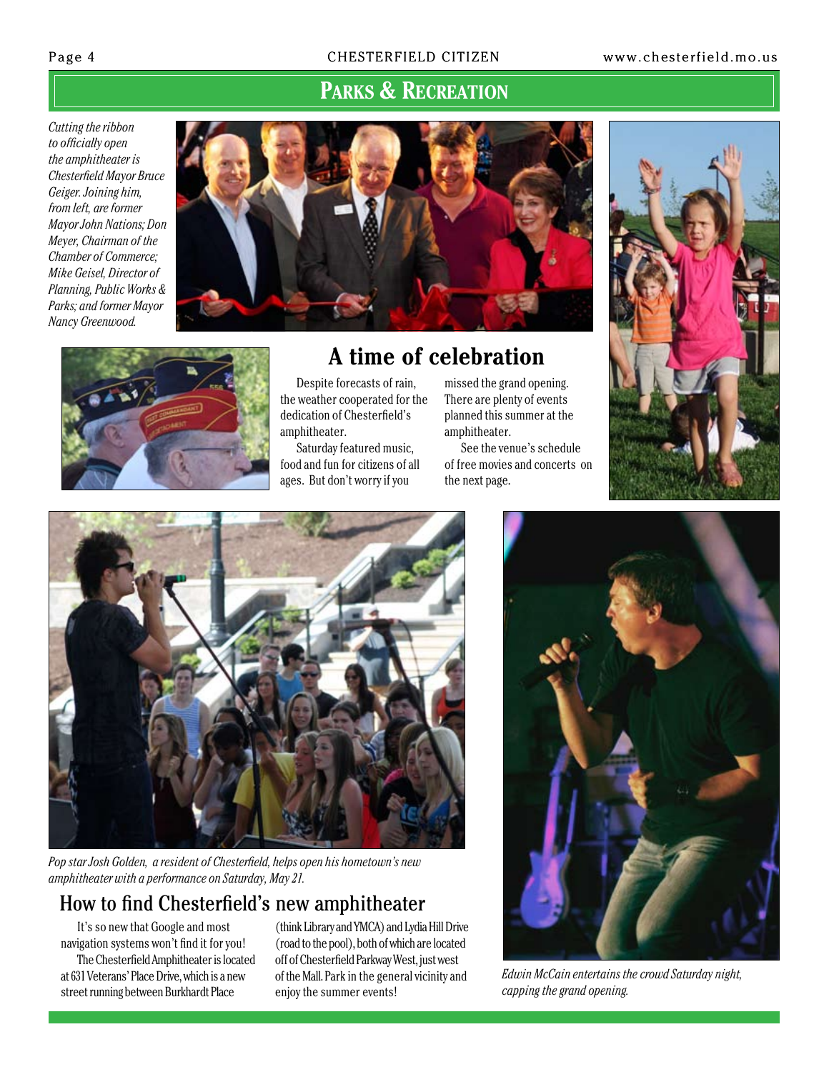## Parks & Recreation

*Cutting the ribbon to officially open the amphitheater is Chesterfield Mayor Bruce Geiger. Joining him, from left, are former Mayor John Nations; Don Meyer, Chairman of the Chamber of Commerce; Mike Geisel, Director of Planning, Public Works & Parks; and former Mayor Nancy Greenwood.*

# A time of celebration

Despite forecasts of rain, the weather cooperated for the dedication of Chesterfield's amphitheater.

Saturday featured music, food and fun for citizens of all ages. But don't worry if you missed the grand opening. There are plenty of events planned this summer at the amphitheater.

See the venue's schedule of free movies and concerts on the next page.

*Pop star Josh Golden, a resident of Chesterfield, helps open his hometown's new amphitheater with a performance on Saturday, May 21.*

## How to find Chesterfield's new amphitheater

It's so new that Google and most navigation systems won't find it for you!

The Chesterfield Amphitheater is located at 631 Veterans' Place Drive, which is a new street running between Burkhardt Place (think Library and YMCA) and Lydia Hill Drive (road to the pool), both of which are located off of Chesterfield Parkway West, just west of the Mall. Park in the general vicinity and enjoy the summer events!

*Edwin McCain entertains the crowd Saturday night, capping the grand opening.*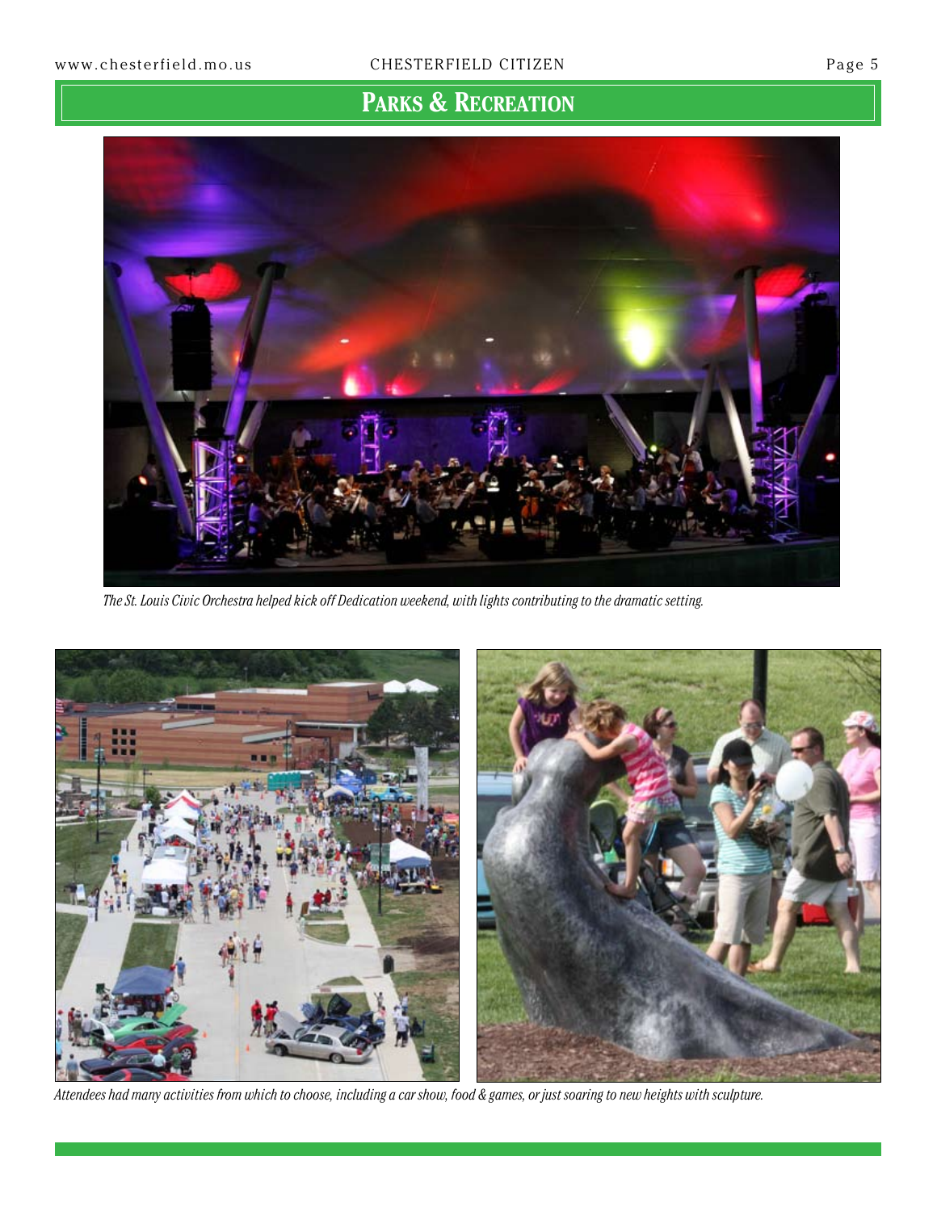## PARKS & RECREATION

*The St. Louis Civic Orchestra helped kick off Dedication weekend, with lights contributing to the dramatic setting.*

*Attendees had many activities from which to choose, including a car show, food & games, or just soaring to new heights with sculpture.*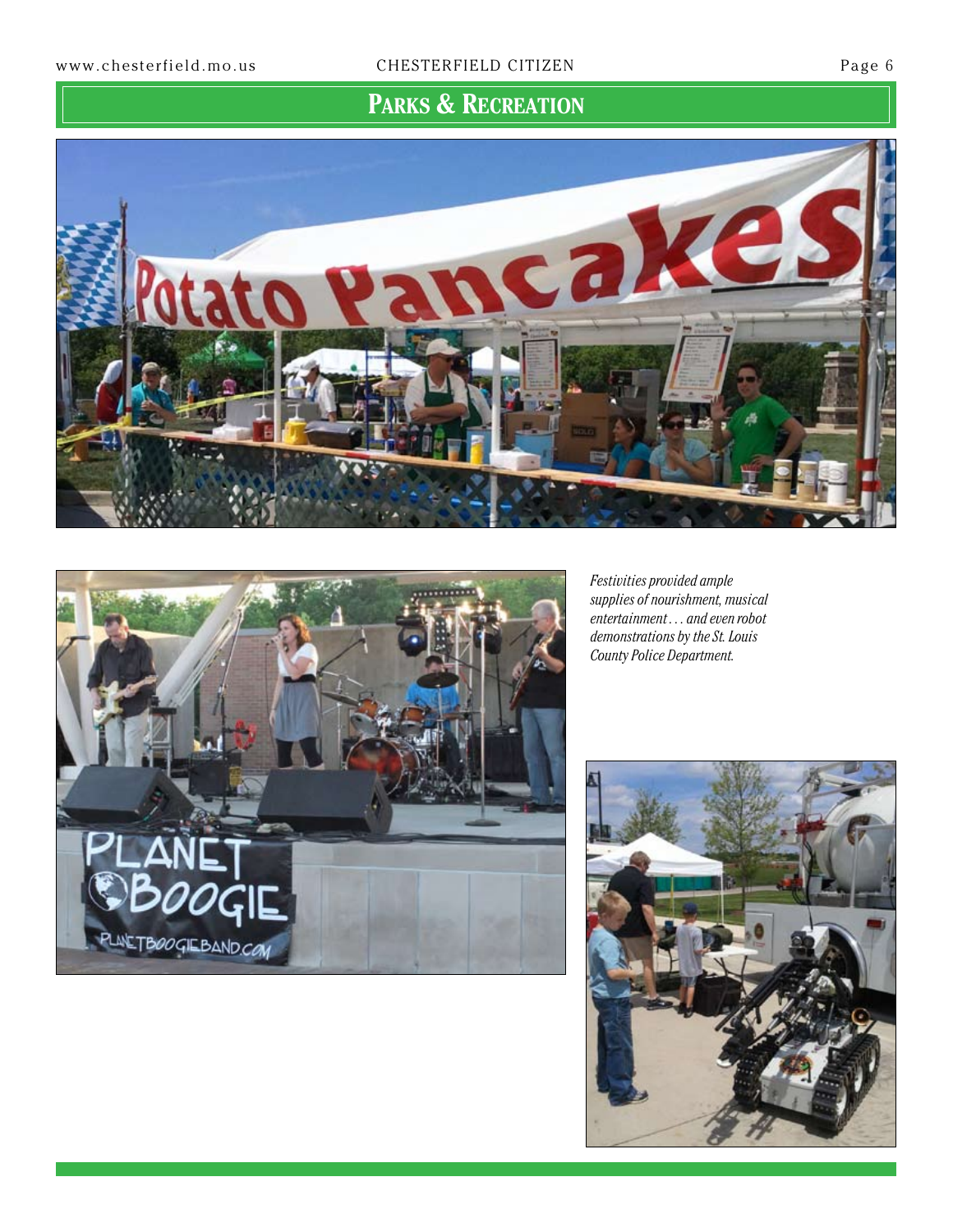## PARKS & RECREATION

*Festivities provided ample supplies of nourishment, musical entertainment . . . and even robot demonstrations by the St. Louis County Police Department.*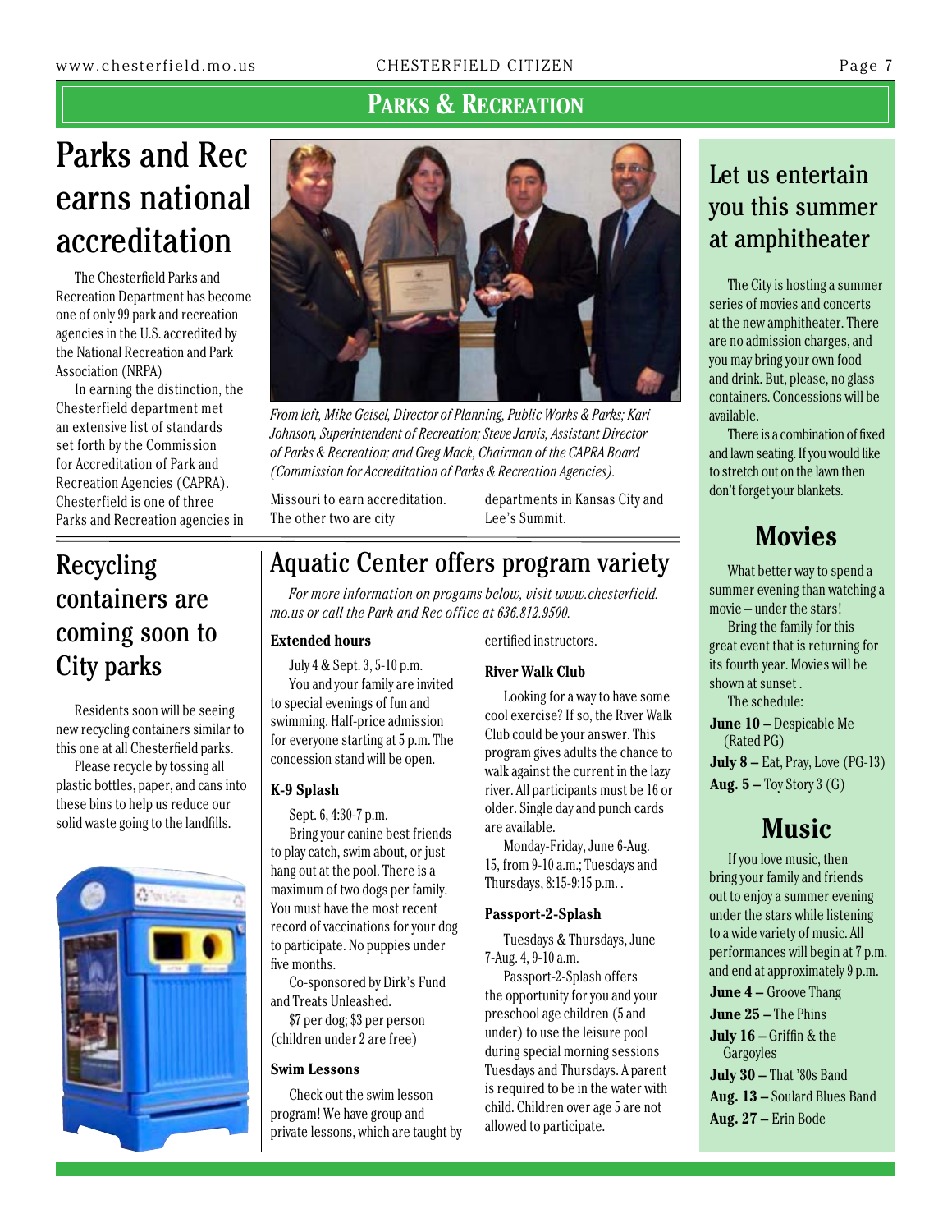# Parks & Recreation

## Parks and Rec earns national accreditation

The Chesterfield Parks and Recreation Department has become one of only 99 park and recreation agencies in the U.S. accredited by the National Recreation and Park Association (NRPA)

In earning the distinction, the Chesterfield department met an extensive list of standards set forth by the Commission for Accreditation of Park and Recreation Agencies (CAPRA). Chesterfield is one of three Parks and Recreation agencies in Missouri to earn accreditation. The other two are city departments in Kansas City and Lee's Summit.

*From left, Mike Geisel, Director of Planning, Public Works & Parks; Kari Johnson, Superintendent of Recreation; Steve Jarvis, Assistant Director of Parks & Recreation; and Greg Mack, Chairman of the CAPRA Board (Commission for Accreditation of Parks & Recreation Agencies).*

## Recycling containers are coming soon to City parks

Residents soon will be seeing new recycling containers similar to this one at all Chesterfield parks.

Please recycle by tossing all plastic bottles, paper, and cans into these bins to help us reduce our solid waste going to the landfills.

## Aquatic Center offers program variety

*For more information on progams below, visit www.chesterfield.mo.us or call the Park and Rec office at 636.812.9500.*

**Extended hours**

July 4 & Sept. 3, 5-10 p.m.

You and your family are invited to special evenings of fun and swimming. Half-price admission for everyone starting at 5 p.m. The concession stand will be open.

**K-9 Splash**

Sept. 6, 4:30-7 p.m.

Bring your canine best friends to play catch, swim about, or just hang out at the pool. There is a maximum of two dogs per family. You must have the most recent record of vaccinations for your dog to participate. No puppies under five months.

Co-sponsored by Dirk's Fund and Treats Unleashed.

$7 per dog; $3 per person (children under 2 are free)

**Swim Lessons**

Check out the swim lesson program! We have group and private lessons, which are taught by certified instructors.

**River Walk Club**

Looking for a way to have some cool exercise? If so, the River Walk Club could be your answer. This program gives adults the chance to walk against the current in the lazy river. All participants must be 16 or older. Single day and punch cards are available.

Monday-Friday, June 6-Aug. 15, from 9-10 a.m.; Tuesdays and Thursdays, 8:15-9:15 p.m. .

**Passport-2-Splash**

Tuesdays & Thursdays, June 7-Aug. 4, 9-10 a.m.

Passport-2-Splash offers the opportunity for you and your preschool age children (5 and under) to use the leisure pool during special morning sessions Tuesdays and Thursdays. A parent is required to be in the water with child. Children over age 5 are not allowed to participate.

## Let us entertain you this summer at amphitheater

The City is hosting a summer series of movies and concerts at the new amphitheater. There are no admission charges, and you may bring your own food and drink. But, please, no glass containers. Concessions will be available.

There is a combination of fixed and lawn seating. If you would like to stretch out on the lawn then don't forget your blankets.

### Movies

What better way to spend a summer evening than watching a movie – under the stars!

Bring the family for this great event that is returning for its fourth year. Movies will be shown at sunset .

The schedule:

**June 10 –** Despicable Me (Rated PG)
**July 8 –** Eat, Pray, Love (PG-13)
**Aug. 5 –** Toy Story 3 (G)

### Music

If you love music, then bring your family and friends out to enjoy a summer evening under the stars while listening to a wide variety of music. All performances will begin at 7 p.m. and end at approximately 9 p.m.

**June 4 –** Groove Thang
**June 25 –** The Phins
**July 16 –** Griffin & the Gargoyles
**July 30 –** That '80s Band
**Aug. 13 –** Soulard Blues Band
**Aug. 27 –** Erin Bode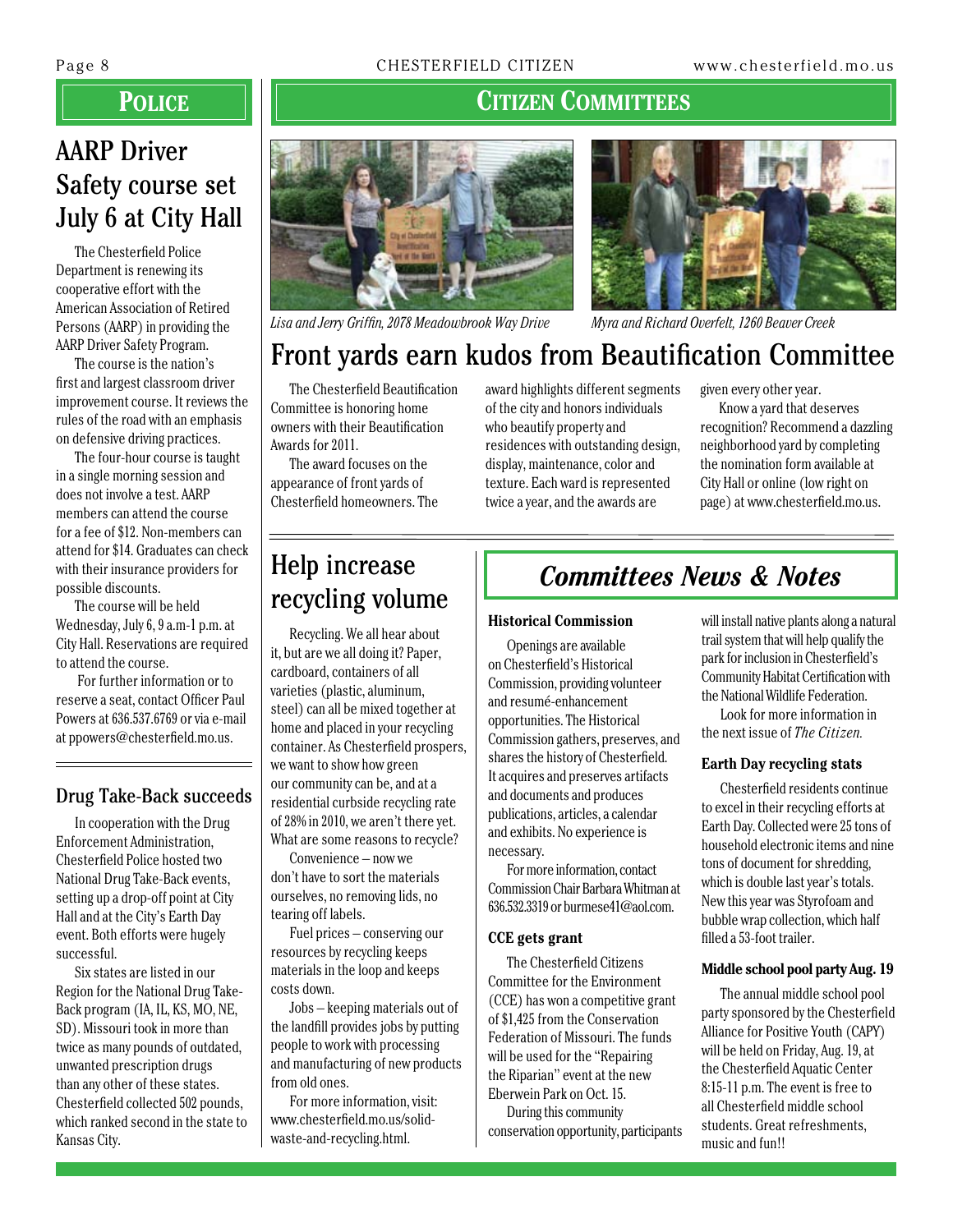# Police

## AARP Driver Safety course set July 6 at City Hall

The Chesterfield Police Department is renewing its cooperative effort with the American Association of Retired Persons (AARP) in providing the AARP Driver Safety Program.

The course is the nation's first and largest classroom driver improvement course. It reviews the rules of the road with an emphasis on defensive driving practices.

The four-hour course is taught in a single morning session and does not involve a test. AARP members can attend the course for a fee of $12. Non-members can attend for $14. Graduates can check with their insurance providers for possible discounts.

The course will be held Wednesday, July 6, 9 a.m-1 p.m. at City Hall. Reservations are required to attend the course.

For further information or to reserve a seat, contact Officer Paul Powers at 636.537.6769 or via e-mail at ppowers@chesterfield.mo.us.

### Drug Take-Back succeeds

In cooperation with the Drug Enforcement Administration, Chesterfield Police hosted two National Drug Take-Back events, setting up a drop-off point at City Hall and at the City's Earth Day event. Both efforts were hugely successful.

Six states are listed in our Region for the National Drug Take-Back program (IA, IL, KS, MO, NE, SD). Missouri took in more than twice as many pounds of outdated, unwanted prescription drugs than any other of these states. Chesterfield collected 502 pounds, which ranked second in the state to Kansas City.

# Citizen Committees

*Lisa and Jerry Griffin, 2078 Meadowbrook Way Drive*

*Myra and Richard Overfelt, 1260 Beaver Creek*

## Front yards earn kudos from Beautification Committee

The Chesterfield Beautification Committee is honoring home owners with their Beautification Awards for 2011.

The award focuses on the appearance of front yards of Chesterfield homeowners. The award highlights different segments of the city and honors individuals who beautify property and residences with outstanding design, display, maintenance, color and texture. Each ward is represented twice a year, and the awards are given every other year.

Know a yard that deserves recognition? Recommend a dazzling neighborhood yard by completing the nomination form available at City Hall or online (low right on page) at www.chesterfield.mo.us.

## Help increase recycling volume

Recycling. We all hear about it, but are we all doing it? Paper, cardboard, containers of all varieties (plastic, aluminum, steel) can all be mixed together at home and placed in your recycling container. As Chesterfield prospers, we want to show how green our community can be, and at a residential curbside recycling rate of 28% in 2010, we aren't there yet. What are some reasons to recycle?

Convenience – now we don't have to sort the materials ourselves, no removing lids, no tearing off labels.

Fuel prices – conserving our resources by recycling keeps materials in the loop and keeps costs down.

Jobs – keeping materials out of the landfill provides jobs by putting people to work with processing and manufacturing of new products from old ones.

For more information, visit: www.chesterfield.mo.us/solid-waste-and-recycling.html.

## *Committees News & Notes*

### Historical Commission

Openings are available on Chesterfield's Historical Commission, providing volunteer and resumé-enhancement opportunities. The Historical Commission gathers, preserves, and shares the history of Chesterfield. It acquires and preserves artifacts and documents and produces publications, articles, a calendar and exhibits. No experience is necessary.

For more information, contact Commission Chair Barbara Whitman at 636.532.3319 or burmese41@aol.com.

### CCE gets grant

The Chesterfield Citizens Committee for the Environment (CCE) has won a competitive grant of $1,425 from the Conservation Federation of Missouri. The funds will be used for the "Repairing the Riparian" event at the new Eberwein Park on Oct. 15.

During this community conservation opportunity, participants will install native plants along a natural trail system that will help qualify the park for inclusion in Chesterfield's Community Habitat Certification with the National Wildlife Federation.

Look for more information in the next issue of *The Citizen.*

### Earth Day recycling stats

Chesterfield residents continue to excel in their recycling efforts at Earth Day. Collected were 25 tons of household electronic items and nine tons of document for shredding, which is double last year's totals. New this year was Styrofoam and bubble wrap collection, which half filled a 53-foot trailer.

### Middle school pool party Aug. 19

The annual middle school pool party sponsored by the Chesterfield Alliance for Positive Youth (CAPY) will be held on Friday, Aug. 19, at the Chesterfield Aquatic Center 8:15-11 p.m. The event is free to all Chesterfield middle school students. Great refreshments, music and fun!!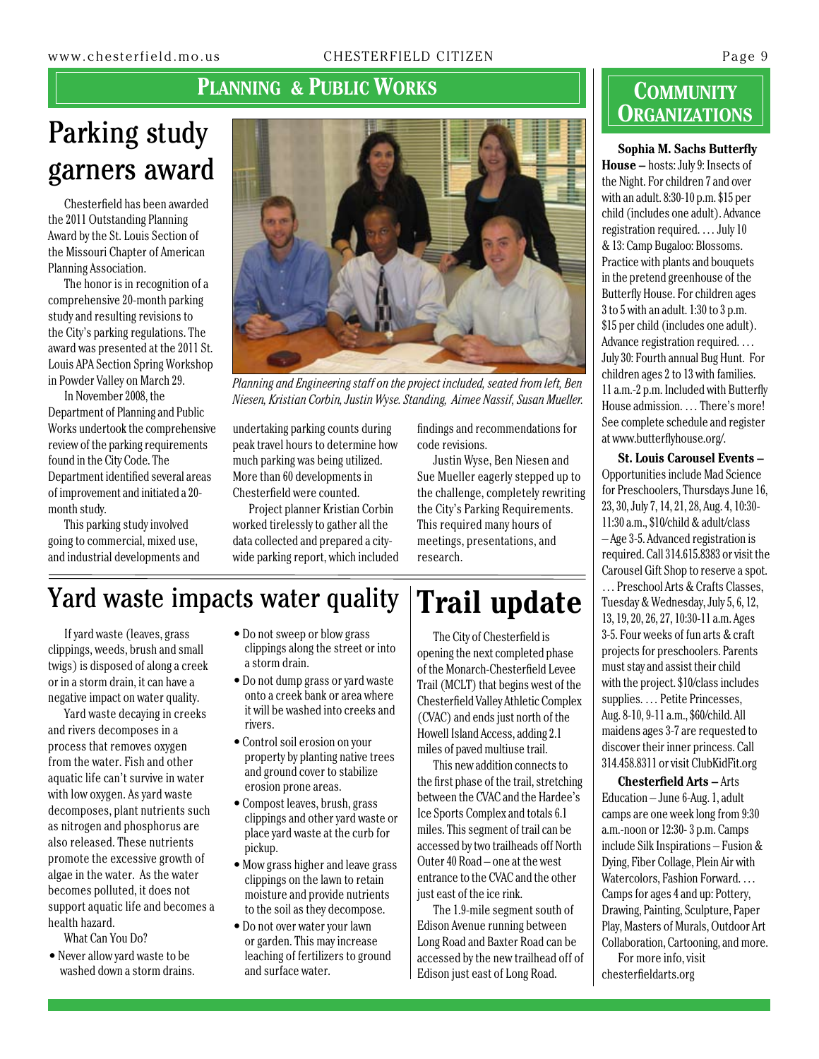## Planning & Public Works

# Parking study garners award

Chesterfield has been awarded the 2011 Outstanding Planning Award by the St. Louis Section of the Missouri Chapter of American Planning Association.

The honor is in recognition of a comprehensive 20-month parking study and resulting revisions to the City's parking regulations. The award was presented at the 2011 St. Louis APA Section Spring Workshop in Powder Valley on March 29.

In November 2008, the Department of Planning and Public Works undertook the comprehensive review of the parking requirements found in the City Code. The Department identified several areas of improvement and initiated a 20-month study.

This parking study involved going to commercial, mixed use, and industrial developments and undertaking parking counts during peak travel hours to determine how much parking was being utilized. More than 60 developments in Chesterfield were counted.

Project planner Kristian Corbin worked tirelessly to gather all the data collected and prepared a city-wide parking report, which included findings and recommendations for code revisions.

Justin Wyse, Ben Niesen and Sue Mueller eagerly stepped up to the challenge, completely rewriting the City's Parking Requirements. This required many hours of meetings, presentations, and research.

*Planning and Engineering staff on the project included, seated from left, Ben Niesen, Kristian Corbin, Justin Wyse. Standing, Aimee Nassif, Susan Mueller.*

# Yard waste impacts water quality

If yard waste (leaves, grass clippings, weeds, brush and small twigs) is disposed of along a creek or in a storm drain, it can have a negative impact on water quality.

Yard waste decaying in creeks and rivers decomposes in a process that removes oxygen from the water. Fish and other aquatic life can't survive in water with low oxygen. As yard waste decomposes, plant nutrients such as nitrogen and phosphorus are also released. These nutrients promote the excessive growth of algae in the water. As the water becomes polluted, it does not support aquatic life and becomes a health hazard.

What Can You Do?

- Never allow yard waste to be washed down a storm drains.
- Do not sweep or blow grass clippings along the street or into a storm drain.
- Do not dump grass or yard waste onto a creek bank or area where it will be washed into creeks and rivers.
- Control soil erosion on your property by planting native trees and ground cover to stabilize erosion prone areas.
- Compost leaves, brush, grass clippings and other yard waste or place yard waste at the curb for pickup.
- Mow grass higher and leave grass clippings on the lawn to retain moisture and provide nutrients to the soil as they decompose.
- Do not over water your lawn or garden. This may increase leaching of fertilizers to ground and surface water.

# Trail update

The City of Chesterfield is opening the next completed phase of the Monarch-Chesterfield Levee Trail (MCLT) that begins west of the Chesterfield Valley Athletic Complex (CVAC) and ends just north of the Howell Island Access, adding 2.1 miles of paved multiuse trail.

This new addition connects to the first phase of the trail, stretching between the CVAC and the Hardee's Ice Sports Complex and totals 6.1 miles. This segment of trail can be accessed by two trailheads off North Outer 40 Road – one at the west entrance to the CVAC and the other just east of the ice rink.

The 1.9-mile segment south of Edison Avenue running between Long Road and Baxter Road can be accessed by the new trailhead off of Edison just east of Long Road.

## Community Organizations

**Sophia M. Sachs Butterfly House –** hosts: July 9: Insects of the Night. For children 7 and over with an adult. 8:30-10 p.m. $15 per child (includes one adult). Advance registration required. … July 10 & 13: Camp Bugaloo: Blossoms. Practice with plants and bouquets in the pretend greenhouse of the Butterfly House. For children ages 3 to 5 with an adult. 1:30 to 3 p.m. $15 per child (includes one adult). Advance registration required. … July 30: Fourth annual Bug Hunt. For children ages 2 to 13 with families. 11 a.m.-2 p.m. Included with Butterfly House admission. … There's more! See complete schedule and register at www.butterflyhouse.org/.

**St. Louis Carousel Events –** Opportunities include Mad Science for Preschoolers, Thursdays June 16, 23, 30, July 7, 14, 21, 28, Aug. 4, 10:30-11:30 a.m., $10/child & adult/class – Age 3-5. Advanced registration is required. Call 314.615.8383 or visit the Carousel Gift Shop to reserve a spot. … Preschool Arts & Crafts Classes, Tuesday & Wednesday, July 5, 6, 12, 13, 19, 20, 26, 27, 10:30-11 a.m. Ages 3-5. Four weeks of fun arts & craft projects for preschoolers. Parents must stay and assist their child with the project. $10/class includes supplies. … Petite Princesses, Aug. 8-10, 9-11 a.m., $60/child. All maidens ages 3-7 are requested to discover their inner princess. Call 314.458.8311 or visit ClubKidFit.org

**Chesterfield Arts –** Arts Education – June 6-Aug. 1, adult camps are one week long from 9:30 a.m.-noon or 12:30- 3 p.m. Camps include Silk Inspirations – Fusion & Dying, Fiber Collage, Plein Air with Watercolors, Fashion Forward. … Camps for ages 4 and up: Pottery, Drawing, Painting, Sculpture, Paper Play, Masters of Murals, Outdoor Art Collaboration, Cartooning, and more.

For more info, visit chesterfieldarts.org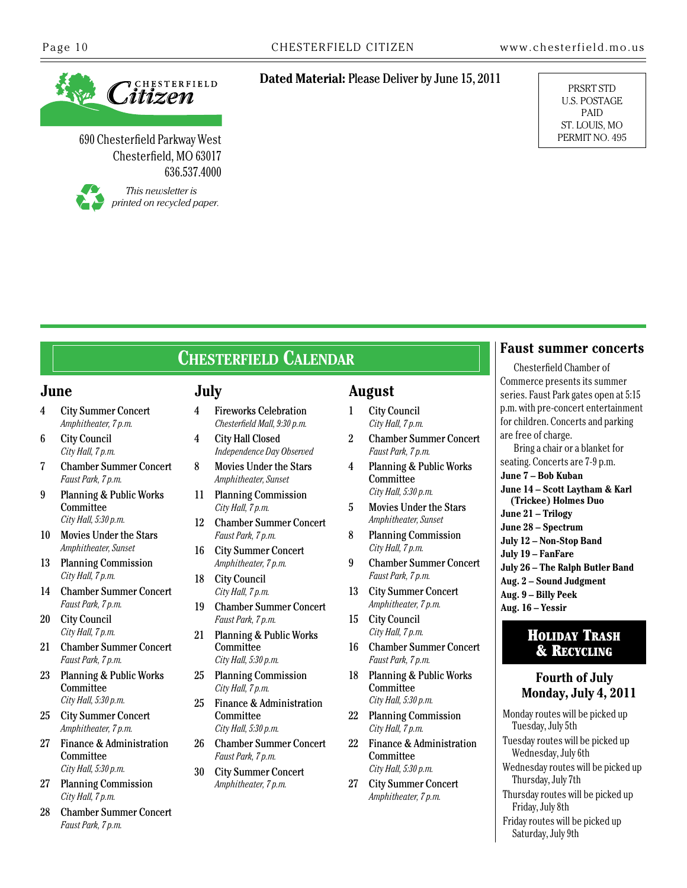CHESTERFIELD Citizen

690 Chesterfield Parkway West
Chesterfield, MO 63017
636.537.4000

*This newsletter is printed on recycled paper.*

**Dated Material:** Please Deliver by June 15, 2011

PRSRT STD
U.S. POSTAGE
PAID
ST. LOUIS, MO
PERMIT NO. 495

# Chesterfield Calendar

## June

- 4 City Summer Concert
  *Amphitheater, 7 p.m.*
- 6 City Council
  *City Hall, 7 p.m.*
- 7 Chamber Summer Concert
  *Faust Park, 7 p.m.*
- 9 Planning & Public Works Committee
  *City Hall, 5:30 p.m.*
- 10 Movies Under the Stars
  *Amphitheater, Sunset*
- 13 Planning Commission
  *City Hall, 7 p.m.*
- 14 Chamber Summer Concert
  *Faust Park, 7 p.m.*
- 20 City Council
  *City Hall, 7 p.m.*
- 21 Chamber Summer Concert
  *Faust Park, 7 p.m.*
- 23 Planning & Public Works Committee
  *City Hall, 5:30 p.m.*
- 25 City Summer Concert
  *Amphitheater, 7 p.m.*
- 27 Finance & Administration Committee
  *City Hall, 5:30 p.m.*
- 27 Planning Commission
  *City Hall, 7 p.m.*
- 28 Chamber Summer Concert
  *Faust Park, 7 p.m.*

## July

- 4 Fireworks Celebration
  *Chesterfield Mall, 9:30 p.m.*
- 4 City Hall Closed
  *Independence Day Observed*
- 8 Movies Under the Stars
  *Amphitheater, Sunset*
- 11 Planning Commission
  *City Hall, 7 p.m.*
- 12 Chamber Summer Concert
  *Faust Park, 7 p.m.*
- 16 City Summer Concert
  *Amphitheater, 7 p.m.*
- 18 City Council
  *City Hall, 7 p.m.*
- 19 Chamber Summer Concert
  *Faust Park, 7 p.m.*
- 21 Planning & Public Works Committee
  *City Hall, 5:30 p.m.*
- 25 Planning Commission
  *City Hall, 7 p.m.*
- 25 Finance & Administration Committee
  *City Hall, 5:30 p.m.*
- 26 Chamber Summer Concert
  *Faust Park, 7 p.m.*
- 30 City Summer Concert
  *Amphitheater, 7 p.m.*

## August

- 1 City Council
  *City Hall, 7 p.m.*
- 2 Chamber Summer Concert
  *Faust Park, 7 p.m.*
- 4 Planning & Public Works Committee
  *City Hall, 5:30 p.m.*
- 5 Movies Under the Stars
  *Amphitheater, Sunset*
- 8 Planning Commission
  *City Hall, 7 p.m.*
- 9 Chamber Summer Concert
  *Faust Park, 7 p.m.*
- 13 City Summer Concert
  *Amphitheater, 7 p.m.*
- 15 City Council
  *City Hall, 7 p.m.*
- 16 Chamber Summer Concert
  *Faust Park, 7 p.m.*
- 18 Planning & Public Works Committee
  *City Hall, 5:30 p.m.*
- 22 Planning Commission
  *City Hall, 7 p.m.*
- 22 Finance & Administration Committee
  *City Hall, 5:30 p.m.*
- 27 City Summer Concert
  *Amphitheater, 7 p.m.*

## Faust summer concerts

Chesterfield Chamber of Commerce presents its summer series. Faust Park gates open at 5:15 p.m. with pre-concert entertainment for children. Concerts and parking are free of charge.

Bring a chair or a blanket for seating. Concerts are 7-9 p.m.

**June 7 – Bob Kuban**
**June 14 – Scott Laytham & Karl (Trickee) Holmes Duo**
**June 21 – Trilogy**
**June 28 – Spectrum**
**July 12 – Non-Stop Band**
**July 19 – FanFare**
**July 26 – The Ralph Butler Band**
**Aug. 2 – Sound Judgment**
**Aug. 9 – Billy Peek**
**Aug. 16 – Yessir**

## Holiday Trash & Recycling

### Fourth of July Monday, July 4, 2011

Monday routes will be picked up Tuesday, July 5th

Tuesday routes will be picked up Wednesday, July 6th

Wednesday routes will be picked up Thursday, July 7th

Thursday routes will be picked up Friday, July 8th

Friday routes will be picked up Saturday, July 9th